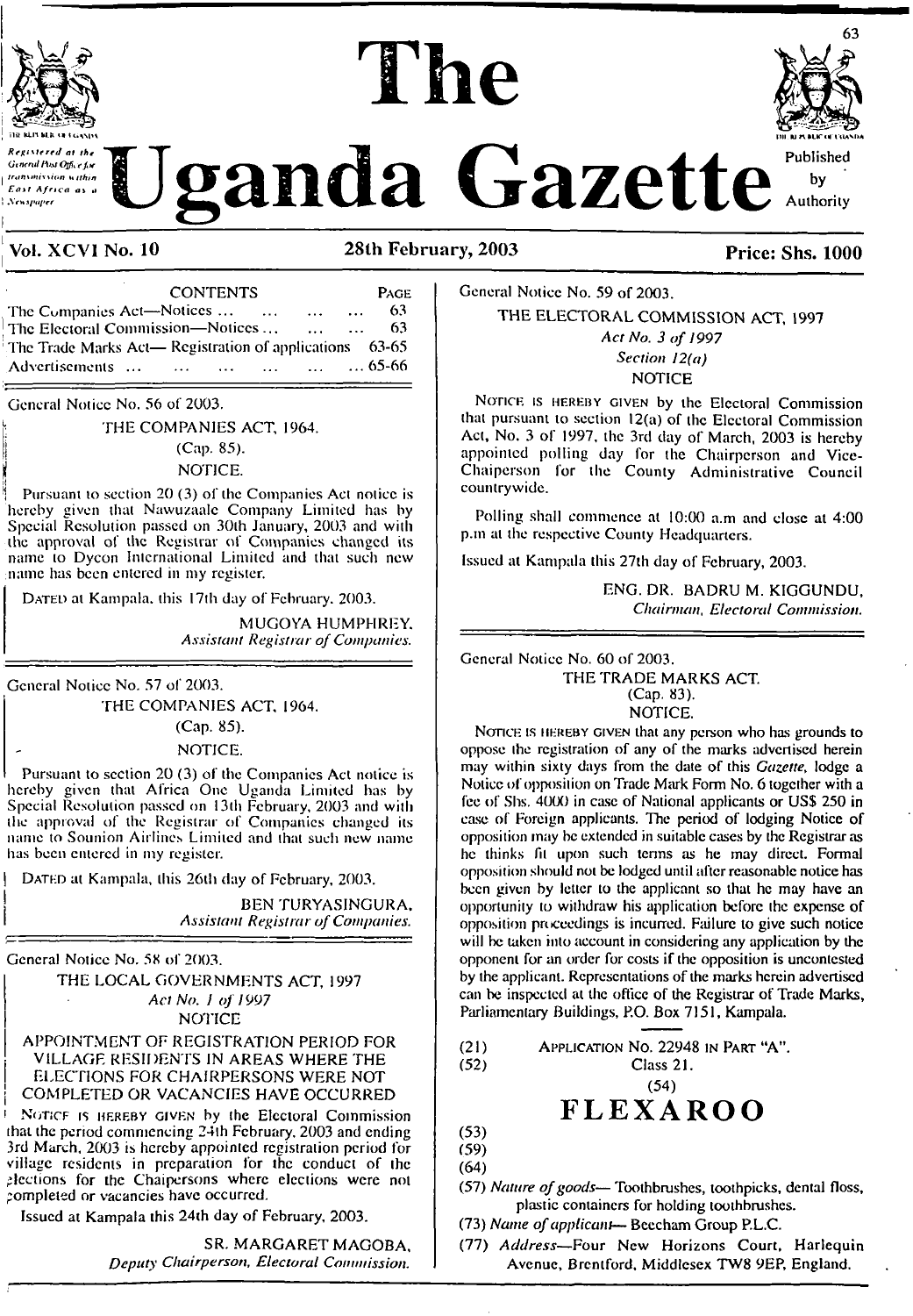# The Uganda Gazette

Registered at the General Post Office for transmission within East Africa as a Newspaper

Published by Authority

**Vol. XCVI No. 10** — **28th February, 2003** — **Price: Shs. 1000**

| CONTENTS | PAGE |
|---|---|
| The Companies Act—Notices ... | 63 |
| The Electoral Commission—Notices ... | 63 |
| The Trade Marks Act— Registration of applications | 63-65 |
| Advertisements ... | 65-66 |

General Notice No. 56 of 2003.

THE COMPANIES ACT, 1964.

(Cap. 85).

NOTICE.

Pursuant to section 20 (3) of the Companies Act notice is hereby given that Nawuzaale Company Limited has by Special Resolution passed on 30th January, 2003 and with the approval of the Registrar of Companies changed its name to Dycon International Limited and that such new name has been entered in my register.

DATED at Kampala, this 17th day of February, 2003.

MUGOYA HUMPHREY,
*Assistant Registrar of Companies.*

General Notice No. 57 of 2003.

THE COMPANIES ACT, 1964.

(Cap. 85).

NOTICE.

Pursuant to section 20 (3) of the Companies Act notice is hereby given that Africa One Uganda Limited has by Special Resolution passed on 13th February, 2003 and with the approval of the Registrar of Companies changed its name to Sounion Airlines Limited and that such new name has been entered in my register.

DATED at Kampala, this 26th day of February, 2003.

BEN TURYASINGURA,
*Assistant Registrar of Companies.*

General Notice No. 58 of 2003.

THE LOCAL GOVERNMENTS ACT, 1997

*Act No. 1 of 1997*

NOTICE

APPOINTMENT OF REGISTRATION PERIOD FOR VILLAGE RESIDENTS IN AREAS WHERE THE ELECTIONS FOR CHAIRPERSONS WERE NOT COMPLETED OR VACANCIES HAVE OCCURRED

NOTICE IS HEREBY GIVEN by the Electoral Commission that the period commencing 24th February, 2003 and ending 3rd March, 2003 is hereby appointed registration period for village residents in preparation for the conduct of the elections for the Chairpersons where elections were not completed or vacancies have occurred.

Issued at Kampala this 24th day of February, 2003.

SR. MARGARET MAGOBA,
*Deputy Chairperson, Electoral Commission.*

General Notice No. 59 of 2003.

THE ELECTORAL COMMISSION ACT, 1997

*Act No. 3 of 1997*

*Section 12(a)*

NOTICE

NOTICE IS HEREBY GIVEN by the Electoral Commission that pursuant to section 12(a) of the Electoral Commission Act, No. 3 of 1997, the 3rd day of March, 2003 is hereby appointed polling day for the Chairperson and Vice-Chairperson for the County Administrative Council countrywide.

Polling shall commence at 10:00 a.m and close at 4:00 p.m at the respective County Headquarters.

Issued at Kampala this 27th day of February, 2003.

ENG. DR. BADRU M. KIGGUNDU,
*Chairman, Electoral Commission.*

General Notice No. 60 of 2003.

THE TRADE MARKS ACT.

(Cap. 83).

NOTICE.

NOTICE IS HEREBY GIVEN that any person who has grounds to oppose the registration of any of the marks advertised herein may within sixty days from the date of this *Gazette*, lodge a Notice of opposition on Trade Mark Form No. 6 together with a fee of Shs. 4000 in case of National applicants or US$ 250 in case of Foreign applicants. The period of lodging Notice of opposition may be extended in suitable cases by the Registrar as he thinks fit upon such terms as he may direct. Formal opposition should not be lodged until after reasonable notice has been given by letter to the applicant so that he may have an opportunity to withdraw his application before the expense of opposition proceedings is incurred. Failure to give such notice will be taken into account in considering any application by the opponent for an order for costs if the opposition is uncontested by the applicant. Representations of the marks herein advertised can be inspected at the office of the Registrar of Trade Marks, Parliamentary Buildings, P.O. Box 7151, Kampala.

(21) APPLICATION NO. 22948 IN PART "A".

(52) Class 21.

(54)

**FLEXAROO**

(53)

(59)

(64)

(57) *Nature of goods*— Toothbrushes, toothpicks, dental floss, plastic containers for holding toothbrushes.

(73) *Name of applicant*— Beecham Group P.L.C.

(77) *Address*—Four New Horizons Court, Harlequin Avenue, Brentford, Middlesex TW8 9EP, England.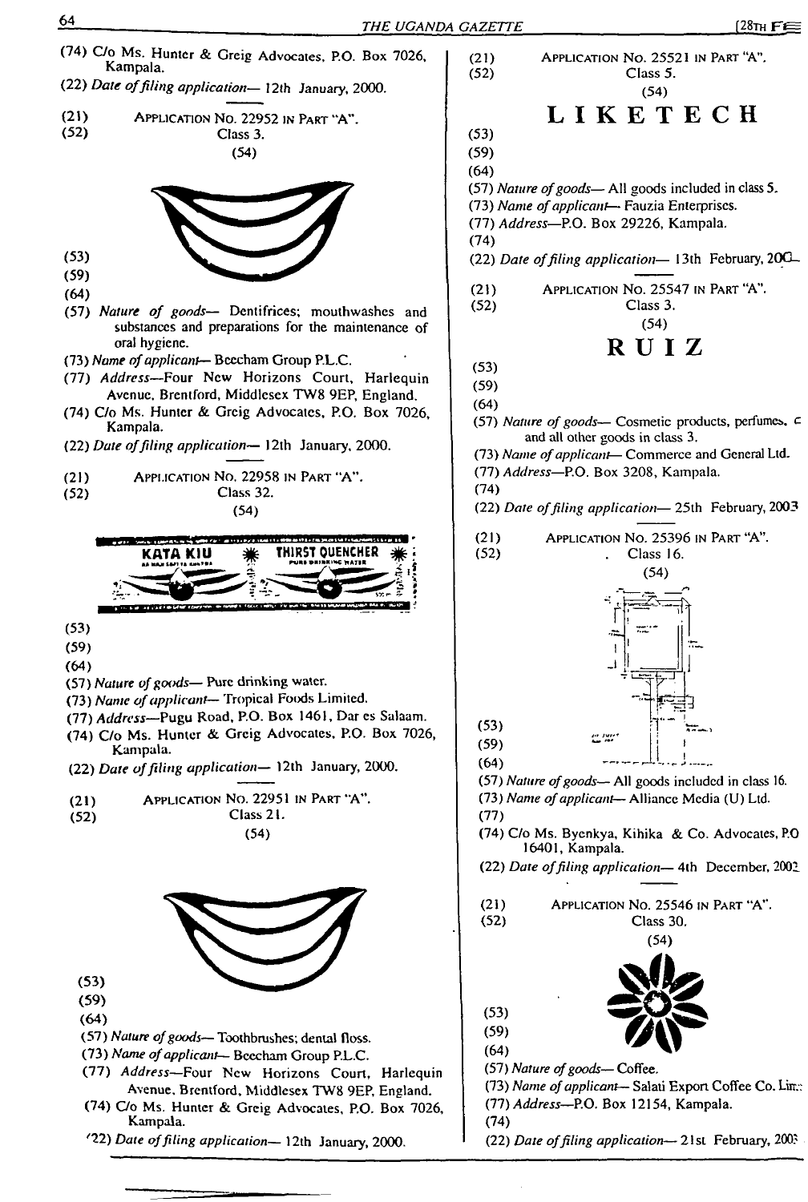(74) C/o Ms. Hunter & Greig Advocates, P.O. Box 7026, Kampala.

(22) *Date of filing application*— 12th January, 2000.

---

(21) APPLICATION NO. 22952 IN PART "A".

(52) Class 3.

(54)

(53)

(59)

(64)

(57) *Nature of goods*— Dentifrices; mouthwashes and substances and preparations for the maintenance of oral hygiene.

(73) *Name of applicant*— Beecham Group P.L.C.

(77) *Address*—Four New Horizons Court, Harlequin Avenue, Brentford, Middlesex TW8 9EP, England.

(74) C/o Ms. Hunter & Greig Advocates, P.O. Box 7026, Kampala.

(22) *Date of filing application*— 12th January, 2000.

---

(21) APPLICATION NO. 22958 IN PART "A".

(52) Class 32.

(54)

KATA KIU THIRST QUENCHER

(53)

(59)

(64)

(57) *Nature of goods*— Pure drinking water.

(73) *Name of applicant*— Tropical Foods Limited.

(77) *Address*—Pugu Road, P.O. Box 1461, Dar es Salaam.

(74) C/o Ms. Hunter & Greig Advocates, P.O. Box 7026, Kampala.

(22) *Date of filing application*— 12th January, 2000.

---

(21) APPLICATION NO. 22951 IN PART "A".

(52) Class 21.

(54)

(53)

(59)

(64)

(57) *Nature of goods*— Toothbrushes; dental floss.

(73) *Name of applicant*— Beecham Group P.L.C.

(77) *Address*—Four New Horizons Court, Harlequin Avenue, Brentford, Middlesex TW8 9EP, England.

(74) C/o Ms. Hunter & Greig Advocates, P.O. Box 7026, Kampala.

(22) *Date of filing application*— 12th January, 2000.

---

(21) APPLICATION NO. 25521 IN PART "A".

(52) Class 5.

(54)

**LIKETECH**

(53)

(59)

(64)

(57) *Nature of goods*— All goods included in class 5.

(73) *Name of applicant*— Fauzia Enterprises.

(77) *Address*—P.O. Box 29226, Kampala.

(74)

(22) *Date of filing application*— 13th February, 200

---

(21) APPLICATION NO. 25547 IN PART "A".

(52) Class 3.

(54)

**RUIZ**

(53)

(59)

(64)

(57) *Nature of goods*— Cosmetic products, perfumes, c and all other goods in class 3.

(73) *Name of applicant*— Commerce and General Ltd.

(77) *Address*—P.O. Box 3208, Kampala.

(74)

(22) *Date of filing application*— 25th February, 2003

---

(21) APPLICATION NO. 25396 IN PART "A".

(52) Class 16.

(54)

(53)

(59)

(64)

(57) *Nature of goods*— All goods included in class 16.

(73) *Name of applicant*— Alliance Media (U) Ltd.

(77)

(74) C/o Ms. Byenkya, Kihika & Co. Advocates, P.O 16401, Kampala.

(22) *Date of filing application*— 4th December, 2002

---

(21) APPLICATION NO. 25546 IN PART "A".

(52) Class 30.

(54)

(53)

(59)

(64)

(57) *Nature of goods*— Coffee.

(73) *Name of applicant*— Salati Export Coffee Co. Lim

(77) *Address*—P.O. Box 12154, Kampala.

(74)

(22) *Date of filing application*— 21st February, 200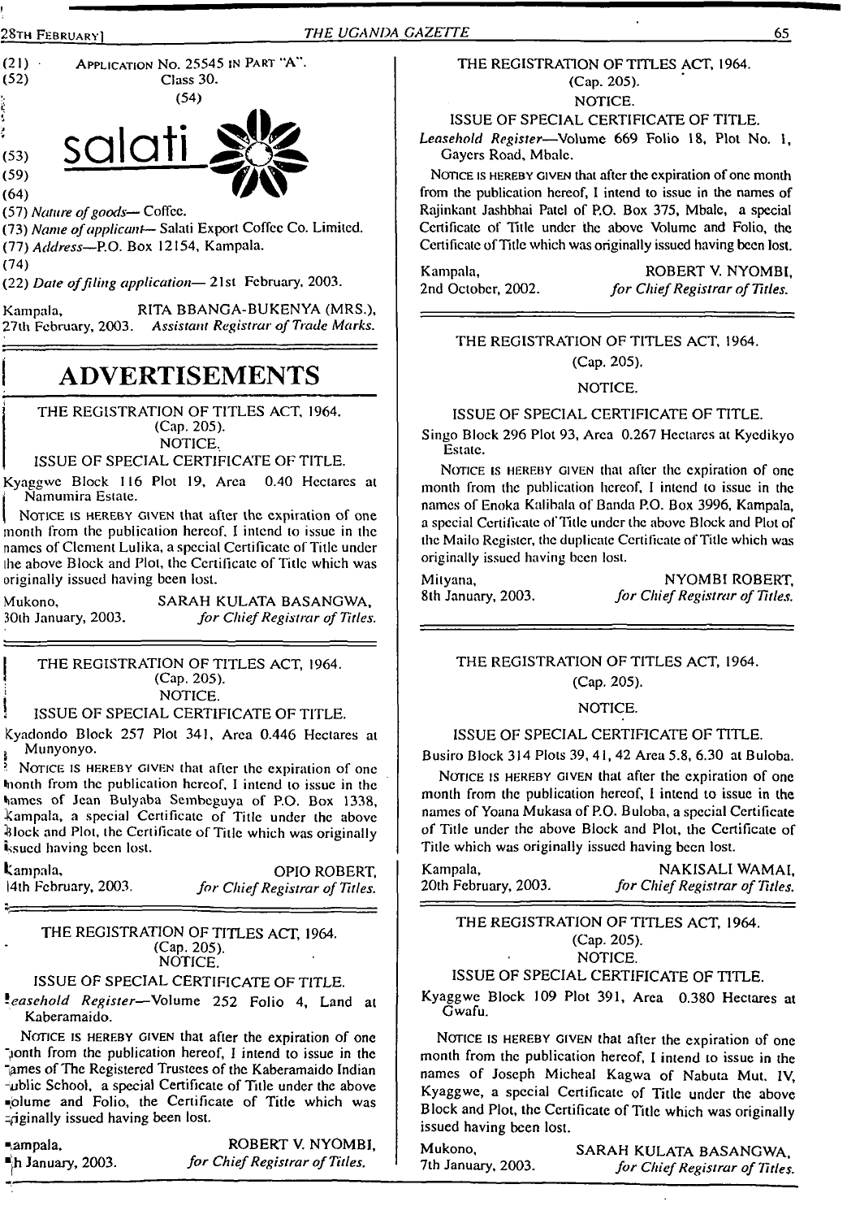(21) APPLICATION No. 25545 IN PART "A".
(52) Class 30.
(54)

salati

(53)
(59)
(64)
(57) *Nature of goods*— Coffee.
(73) *Name of applicant*— Salati Export Coffee Co. Limited.
(77) *Address*—P.O. Box 12154, Kampala.
(74)
(22) *Date of filing application*— 21st February, 2003.

Kampala, 27th February, 2003.
RITA BBANGA-BUKENYA (MRS.), *Assistant Registrar of Trade Marks.*

# ADVERTISEMENTS

THE REGISTRATION OF TITLES ACT, 1964.
(Cap. 205).
NOTICE.
ISSUE OF SPECIAL CERTIFICATE OF TITLE.

Kyaggwe Block 116 Plot 19, Area 0.40 Hectares at Namumira Estate.

NOTICE IS HEREBY GIVEN that after the expiration of one month from the publication hereof, I intend to issue in the names of Clement Lulika, a special Certificate of Title under the above Block and Plot, the Certificate of Title which was originally issued having been lost.

Mukono, 30th January, 2003.
SARAH KULATA BASANGWA, *for Chief Registrar of Titles.*

---

THE REGISTRATION OF TITLES ACT, 1964.
(Cap. 205).
NOTICE.
ISSUE OF SPECIAL CERTIFICATE OF TITLE.

Kyadondo Block 257 Plot 341, Area 0.446 Hectares at Munyonyo.

NOTICE IS HEREBY GIVEN that after the expiration of one month from the publication hereof, I intend to issue in the names of Jean Bulyaba Sembeguya of P.O. Box 1338, Kampala, a special Certificate of Title under the above Block and Plot, the Certificate of Title which was originally issued having been lost.

Kampala, 14th February, 2003.
OPIO ROBERT, *for Chief Registrar of Titles.*

---

THE REGISTRATION OF TITLES ACT, 1964.
(Cap. 205).
NOTICE.
ISSUE OF SPECIAL CERTIFICATE OF TITLE.

*Leasehold Register*—Volume 252 Folio 4, Land at Kaberamaido.

NOTICE IS HEREBY GIVEN that after the expiration of one month from the publication hereof, I intend to issue in the names of The Registered Trustees of the Kaberamaido Indian Public School, a special Certificate of Title under the above Volume and Folio, the Certificate of Title which was originally issued having been lost.

Kampala, ■h January, 2003.
ROBERT V. NYOMBI, *for Chief Registrar of Titles.*

---

THE REGISTRATION OF TITLES ACT, 1964.
(Cap. 205).
NOTICE.
ISSUE OF SPECIAL CERTIFICATE OF TITLE.

*Leasehold Register*—Volume 669 Folio 18, Plot No. 1, Gayers Road, Mbale.

NOTICE IS HEREBY GIVEN that after the expiration of one month from the publication hereof, I intend to issue in the names of Rajinkant Jashbhai Patel of P.O. Box 375, Mbale, a special Certificate of Title under the above Volume and Folio, the Certificate of Title which was originally issued having been lost.

Kampala, 2nd October, 2002.
ROBERT V. NYOMBI, *for Chief Registrar of Titles.*

---

THE REGISTRATION OF TITLES ACT, 1964.
(Cap. 205).
NOTICE.
ISSUE OF SPECIAL CERTIFICATE OF TITLE.

Singo Block 296 Plot 93, Area 0.267 Hectares at Kyedikyo Estate.

NOTICE IS HEREBY GIVEN that after the expiration of one month from the publication hereof, I intend to issue in the names of Enoka Kalibala of Banda P.O. Box 3996, Kampala, a special Certificate of Title under the above Block and Plot of the Mailo Register, the duplicate Certificate of Title which was originally issued having been lost.

Mityana, 8th January, 2003.
NYOMBI ROBERT, *for Chief Registrar of Titles.*

---

THE REGISTRATION OF TITLES ACT, 1964.
(Cap. 205).
NOTICE.
ISSUE OF SPECIAL CERTIFICATE OF TITLE.

Busiro Block 314 Plots 39, 41, 42 Area 5.8, 6.30 at Buloba.

NOTICE IS HEREBY GIVEN that after the expiration of one month from the publication hereof, I intend to issue in the names of Yoana Mukasa of P.O. Buloba, a special Certificate of Title under the above Block and Plot, the Certificate of Title which was originally issued having been lost.

Kampala, 20th February, 2003.
NAKISALI WAMAI, *for Chief Registrar of Titles.*

---

THE REGISTRATION OF TITLES ACT, 1964.
(Cap. 205).
NOTICE.
ISSUE OF SPECIAL CERTIFICATE OF TITLE.

Kyaggwe Block 109 Plot 391, Area 0.380 Hectares at Gwafu.

NOTICE IS HEREBY GIVEN that after the expiration of one month from the publication hereof, I intend to issue in the names of Joseph Micheal Kagwa of Nabuta Mut. IV, Kyaggwe, a special Certificate of Title under the above Block and Plot, the Certificate of Title which was originally issued having been lost.

Mukono, 7th January, 2003.
SARAH KULATA BASANGWA, *for Chief Registrar of Titles.*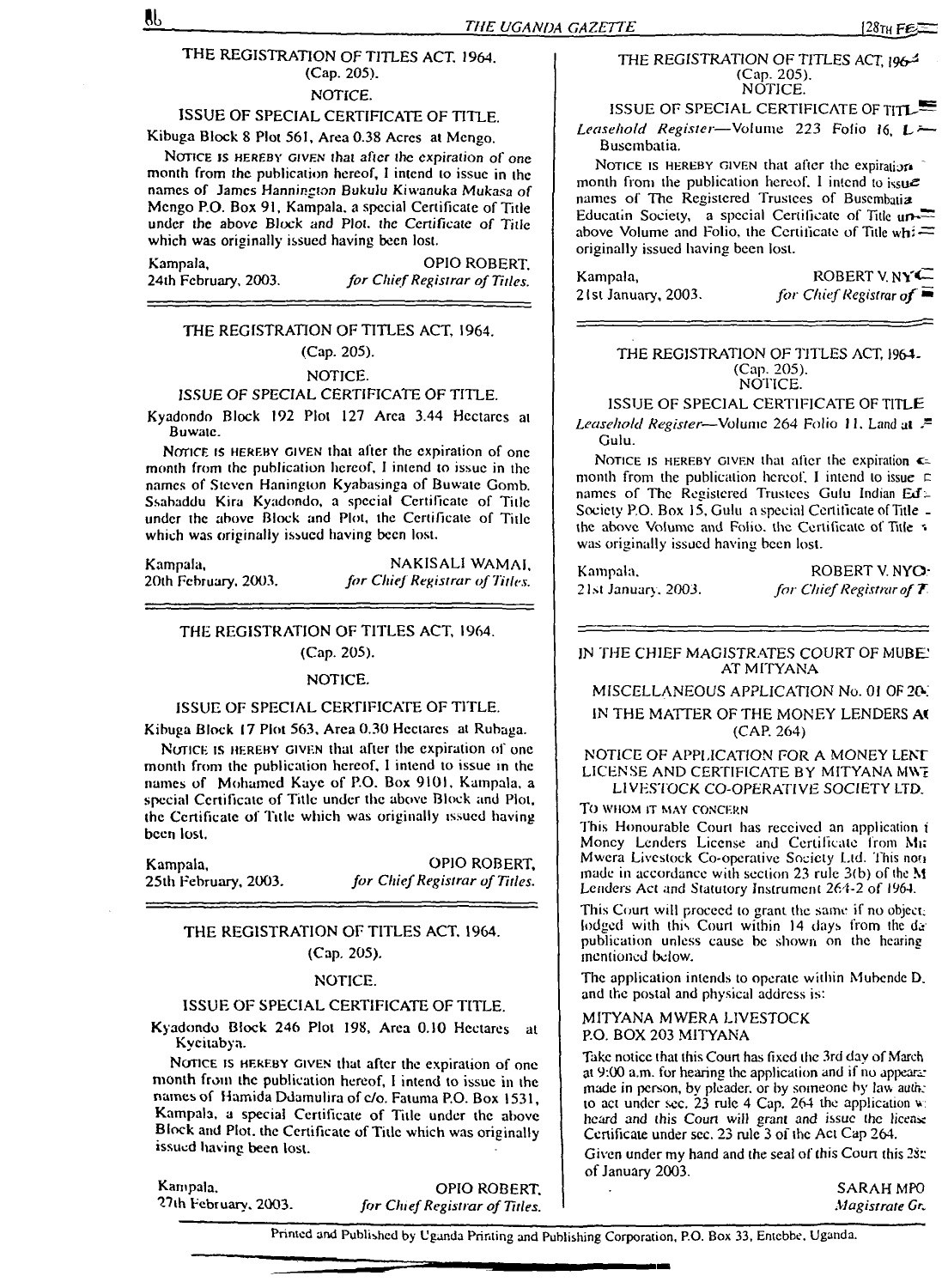THE REGISTRATION OF TITLES ACT, 1964.
(Cap. 205).

NOTICE.

ISSUE OF SPECIAL CERTIFICATE OF TITLE.

Kibuga Block 8 Plot 561, Area 0.38 Acres at Mengo.

NOTICE IS HEREBY GIVEN that after the expiration of one month from the publication hereof, I intend to issue in the names of James Hannington Bukulu Kiwanuka Mukasa of Mengo P.O. Box 91, Kampala, a special Certificate of Title under the above Block and Plot, the Certificate of Title which was originally issued having been lost.

Kampala, 24th February, 2003.

OPIO ROBERT,
*for Chief Registrar of Titles.*

---

THE REGISTRATION OF TITLES ACT, 1964.
(Cap. 205).

NOTICE.

ISSUE OF SPECIAL CERTIFICATE OF TITLE.

Kyadondo Block 192 Plot 127 Area 3.44 Hectares at Buwate.

NOTICE IS HEREBY GIVEN that after the expiration of one month from the publication hereof, I intend to issue in the names of Steven Hanington Kyabasinga of Buwate Gomb. Ssabaddu Kira Kyadondo, a special Certificate of Title under the above Block and Plot, the Certificate of Title which was originally issued having been lost.

Kampala, 20th February, 2003.

NAKISALI WAMAI,
*for Chief Registrar of Titles.*

---

THE REGISTRATION OF TITLES ACT, 1964.
(Cap. 205).

NOTICE.

ISSUE OF SPECIAL CERTIFICATE OF TITLE.

Kibuga Block 17 Plot 563, Area 0.30 Hectares at Rubaga.

NOTICE IS HEREBY GIVEN that after the expiration of one month from the publication hereof, I intend to issue in the names of Mohamed Kaye of P.O. Box 9101, Kampala, a special Certificate of Title under the above Block and Plot, the Certificate of Title which was originally issued having been lost.

Kampala, 25th February, 2003.

OPIO ROBERT,
*for Chief Registrar of Titles.*

---

THE REGISTRATION OF TITLES ACT, 1964.
(Cap. 205).

NOTICE.

ISSUE OF SPECIAL CERTIFICATE OF TITLE.

Kyadondo Block 246 Plot 198, Area 0.10 Hectares at Kyeitabya.

NOTICE IS HEREBY GIVEN that after the expiration of one month from the publication hereof, I intend to issue in the names of Hamida Ddamulira of c/o. Fatuma P.O. Box 1531, Kampala, a special Certificate of Title under the above Block and Plot, the Certificate of Title which was originally issued having been lost.

Kampala, 27th February, 2003.

OPIO ROBERT,
*for Chief Registrar of Titles.*

---

THE REGISTRATION OF TITLES ACT, 1964
(Cap. 205).
NOTICE.

ISSUE OF SPECIAL CERTIFICATE OF TITLE

*Leasehold Register*—Volume 223 Folio 16, L— Busembatia.

NOTICE IS HEREBY GIVEN that after the expiration month from the publication hereof, I intend to issue names of The Registered Trustees of Busembatia Educatin Society, a special Certificate of Title un— above Volume and Folio, the Certificate of Title wh— originally issued having been lost.

Kampala, 21st January, 2003.

ROBERT V. NY—
*for Chief Registrar of*

---

THE REGISTRATION OF TITLES ACT, 1964.
(Cap. 205).
NOTICE.

ISSUE OF SPECIAL CERTIFICATE OF TITLE

*Leasehold Register*—Volume 264 Folio 11, Land at Gulu.

NOTICE IS HEREBY GIVEN that after the expiration — month from the publication hereof, I intend to issue — names of The Registered Trustees Gulu Indian Ed— Society P.O. Box 15, Gulu a special Certificate of Title — the above Volume and Folio, the Certificate of Title — was originally issued having been lost.

Kampala, 21st January, 2003.

ROBERT V. NYO—
*for Chief Registrar of T*

---

IN THE CHIEF MAGISTRATES COURT OF MUBE— AT MITYANA

MISCELLANEOUS APPLICATION No. 01 OF 20—

IN THE MATTER OF THE MONEY LENDERS A— (CAP. 264)

NOTICE OF APPLICATION FOR A MONEY LEN— LICENSE AND CERTIFICATE BY MITYANA MW— LIVESTOCK CO-OPERATIVE SOCIETY LTD.

TO WHOM IT MAY CONCERN

This Honourable Court has received an application — Money Lenders License and Certificate from Mi— Mwera Livestock Co-operative Society Ltd. This no— made in accordance with section 23 rule 3(b) of the M— Lenders Act and Statutory Instrument 264-2 of 1964.

This Court will proceed to grant the same if no object— lodged with this Court within 14 days from the da— publication unless cause be shown on the hearing mentioned below.

The application intends to operate within Mubende D. and the postal and physical address is:

MITYANA MWERA LIVESTOCK
P.O. BOX 203 MITYANA

Take notice that this Court has fixed the 3rd day of March at 9:00 a.m. for hearing the application and if no appear— made in person, by pleader, or by someone by law auth— to act under sec. 23 rule 4 Cap. 264 the application w— heard and this Court will grant and issue the license Certificate under sec. 23 rule 3 of the Act Cap 264.

Given under my hand and the seal of this Court this 28— of January 2003.

SARAH MPO
*Magistrate Gr.*

---

Printed and Published by Uganda Printing and Publishing Corporation, P.O. Box 33, Entebbe, Uganda.